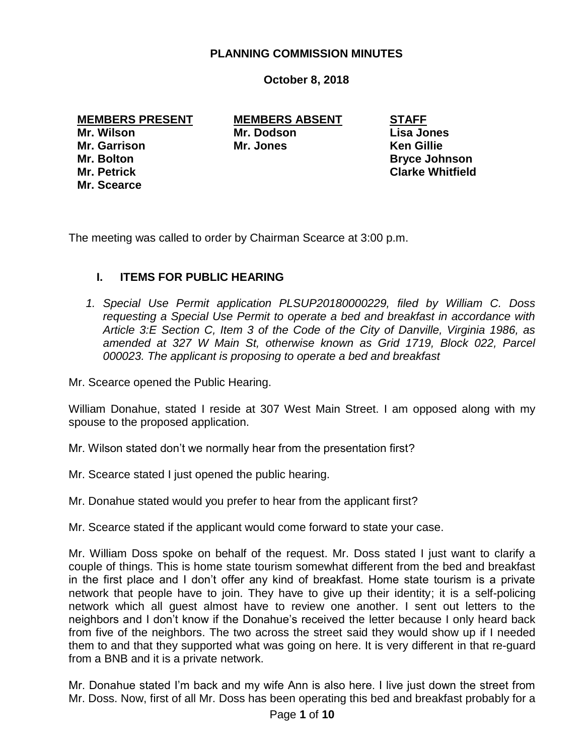# PLANNING COMMISSION MINUTES

**October 8, 2018**

| MEMBERS PRESENT | MEMBERS ABSENT | STAFF |
|---|---|---|
| Mr. Wilson | Mr. Dodson | Lisa Jones |
| Mr. Garrison | Mr. Jones | Ken Gillie |
| Mr. Bolton | | Bryce Johnson |
| Mr. Petrick | | Clarke Whitfield |
| Mr. Scearce | | |

The meeting was called to order by Chairman Scearce at 3:00 p.m.

## I. ITEMS FOR PUBLIC HEARING

1. *Special Use Permit application PLSUP20180000229, filed by William C. Doss requesting a Special Use Permit to operate a bed and breakfast in accordance with Article 3:E Section C, Item 3 of the Code of the City of Danville, Virginia 1986, as amended at 327 W Main St, otherwise known as Grid 1719, Block 022, Parcel 000023. The applicant is proposing to operate a bed and breakfast*

Mr. Scearce opened the Public Hearing.

William Donahue, stated I reside at 307 West Main Street. I am opposed along with my spouse to the proposed application.

Mr. Wilson stated don't we normally hear from the presentation first?

Mr. Scearce stated I just opened the public hearing.

Mr. Donahue stated would you prefer to hear from the applicant first?

Mr. Scearce stated if the applicant would come forward to state your case.

Mr. William Doss spoke on behalf of the request. Mr. Doss stated I just want to clarify a couple of things. This is home state tourism somewhat different from the bed and breakfast in the first place and I don't offer any kind of breakfast. Home state tourism is a private network that people have to join. They have to give up their identity; it is a self-policing network which all guest almost have to review one another. I sent out letters to the neighbors and I don't know if the Donahue's received the letter because I only heard back from five of the neighbors. The two across the street said they would show up if I needed them to and that they supported what was going on here. It is very different in that re-guard from a BNB and it is a private network.

Mr. Donahue stated I'm back and my wife Ann is also here. I live just down the street from Mr. Doss. Now, first of all Mr. Doss has been operating this bed and breakfast probably for a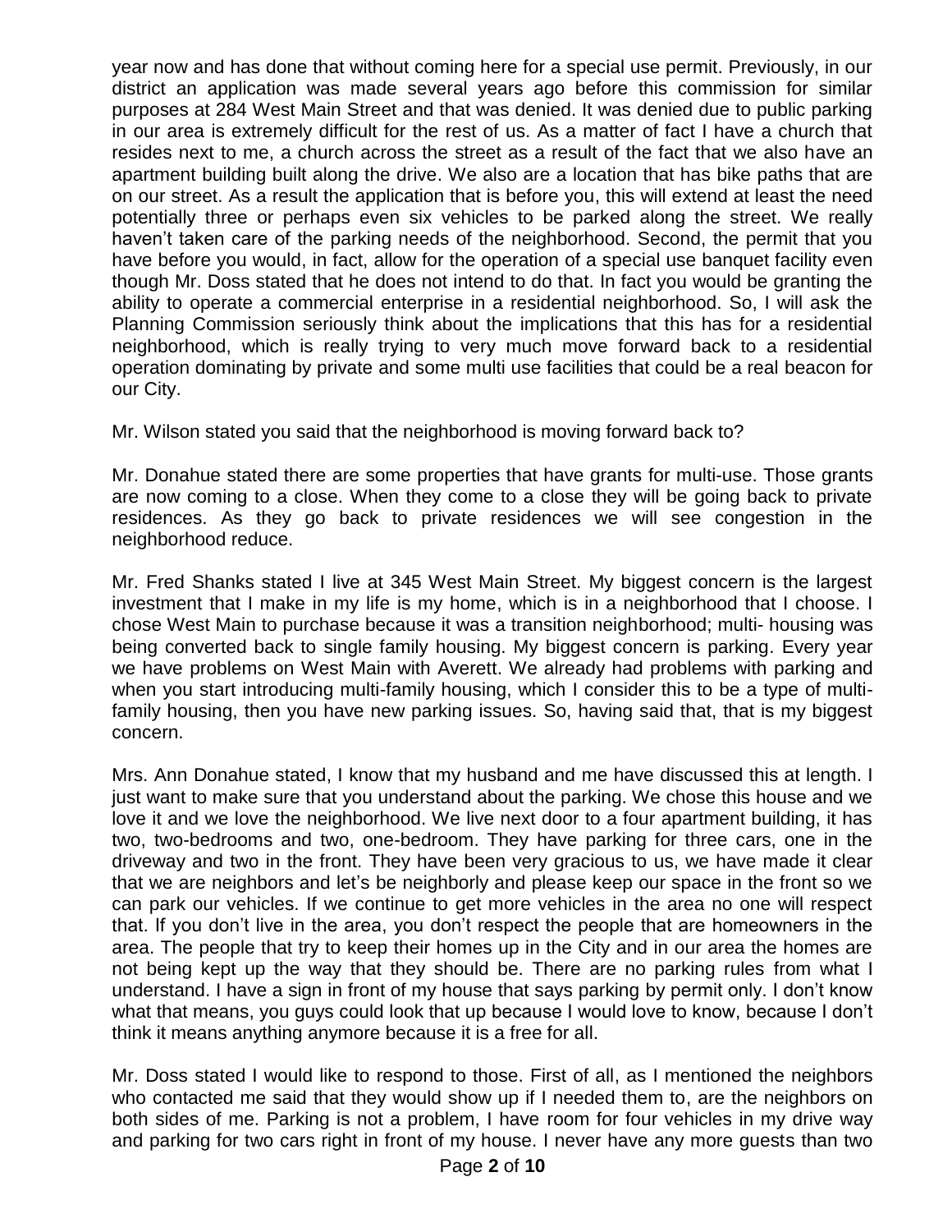year now and has done that without coming here for a special use permit. Previously, in our district an application was made several years ago before this commission for similar purposes at 284 West Main Street and that was denied. It was denied due to public parking in our area is extremely difficult for the rest of us. As a matter of fact I have a church that resides next to me, a church across the street as a result of the fact that we also have an apartment building built along the drive. We also are a location that has bike paths that are on our street. As a result the application that is before you, this will extend at least the need potentially three or perhaps even six vehicles to be parked along the street. We really haven't taken care of the parking needs of the neighborhood. Second, the permit that you have before you would, in fact, allow for the operation of a special use banquet facility even though Mr. Doss stated that he does not intend to do that. In fact you would be granting the ability to operate a commercial enterprise in a residential neighborhood. So, I will ask the Planning Commission seriously think about the implications that this has for a residential neighborhood, which is really trying to very much move forward back to a residential operation dominating by private and some multi use facilities that could be a real beacon for our City.

Mr. Wilson stated you said that the neighborhood is moving forward back to?

Mr. Donahue stated there are some properties that have grants for multi-use. Those grants are now coming to a close. When they come to a close they will be going back to private residences. As they go back to private residences we will see congestion in the neighborhood reduce.

Mr. Fred Shanks stated I live at 345 West Main Street. My biggest concern is the largest investment that I make in my life is my home, which is in a neighborhood that I choose. I chose West Main to purchase because it was a transition neighborhood; multi- housing was being converted back to single family housing. My biggest concern is parking. Every year we have problems on West Main with Averett. We already had problems with parking and when you start introducing multi-family housing, which I consider this to be a type of multi-family housing, then you have new parking issues. So, having said that, that is my biggest concern.

Mrs. Ann Donahue stated, I know that my husband and me have discussed this at length. I just want to make sure that you understand about the parking. We chose this house and we love it and we love the neighborhood. We live next door to a four apartment building, it has two, two-bedrooms and two, one-bedroom. They have parking for three cars, one in the driveway and two in the front. They have been very gracious to us, we have made it clear that we are neighbors and let's be neighborly and please keep our space in the front so we can park our vehicles. If we continue to get more vehicles in the area no one will respect that. If you don't live in the area, you don't respect the people that are homeowners in the area. The people that try to keep their homes up in the City and in our area the homes are not being kept up the way that they should be. There are no parking rules from what I understand. I have a sign in front of my house that says parking by permit only. I don't know what that means, you guys could look that up because I would love to know, because I don't think it means anything anymore because it is a free for all.

Mr. Doss stated I would like to respond to those. First of all, as I mentioned the neighbors who contacted me said that they would show up if I needed them to, are the neighbors on both sides of me. Parking is not a problem, I have room for four vehicles in my drive way and parking for two cars right in front of my house. I never have any more guests than two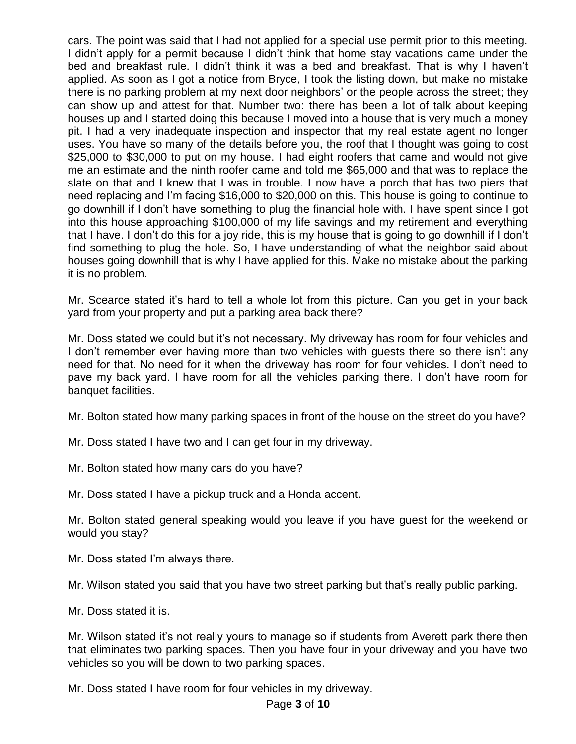cars. The point was said that I had not applied for a special use permit prior to this meeting. I didn't apply for a permit because I didn't think that home stay vacations came under the bed and breakfast rule. I didn't think it was a bed and breakfast. That is why I haven't applied. As soon as I got a notice from Bryce, I took the listing down, but make no mistake there is no parking problem at my next door neighbors' or the people across the street; they can show up and attest for that. Number two: there has been a lot of talk about keeping houses up and I started doing this because I moved into a house that is very much a money pit. I had a very inadequate inspection and inspector that my real estate agent no longer uses. You have so many of the details before you, the roof that I thought was going to cost $25,000 to $30,000 to put on my house. I had eight roofers that came and would not give me an estimate and the ninth roofer came and told me $65,000 and that was to replace the slate on that and I knew that I was in trouble. I now have a porch that has two piers that need replacing and I'm facing $16,000 to $20,000 on this. This house is going to continue to go downhill if I don't have something to plug the financial hole with. I have spent since I got into this house approaching $100,000 of my life savings and my retirement and everything that I have. I don't do this for a joy ride, this is my house that is going to go downhill if I don't find something to plug the hole. So, I have understanding of what the neighbor said about houses going downhill that is why I have applied for this. Make no mistake about the parking it is no problem.

Mr. Scearce stated it's hard to tell a whole lot from this picture. Can you get in your back yard from your property and put a parking area back there?

Mr. Doss stated we could but it's not necessary. My driveway has room for four vehicles and I don't remember ever having more than two vehicles with guests there so there isn't any need for that. No need for it when the driveway has room for four vehicles. I don't need to pave my back yard. I have room for all the vehicles parking there. I don't have room for banquet facilities.

Mr. Bolton stated how many parking spaces in front of the house on the street do you have?

Mr. Doss stated I have two and I can get four in my driveway.

Mr. Bolton stated how many cars do you have?

Mr. Doss stated I have a pickup truck and a Honda accent.

Mr. Bolton stated general speaking would you leave if you have guest for the weekend or would you stay?

Mr. Doss stated I'm always there.

Mr. Wilson stated you said that you have two street parking but that's really public parking.

Mr. Doss stated it is.

Mr. Wilson stated it's not really yours to manage so if students from Averett park there then that eliminates two parking spaces. Then you have four in your driveway and you have two vehicles so you will be down to two parking spaces.

Mr. Doss stated I have room for four vehicles in my driveway.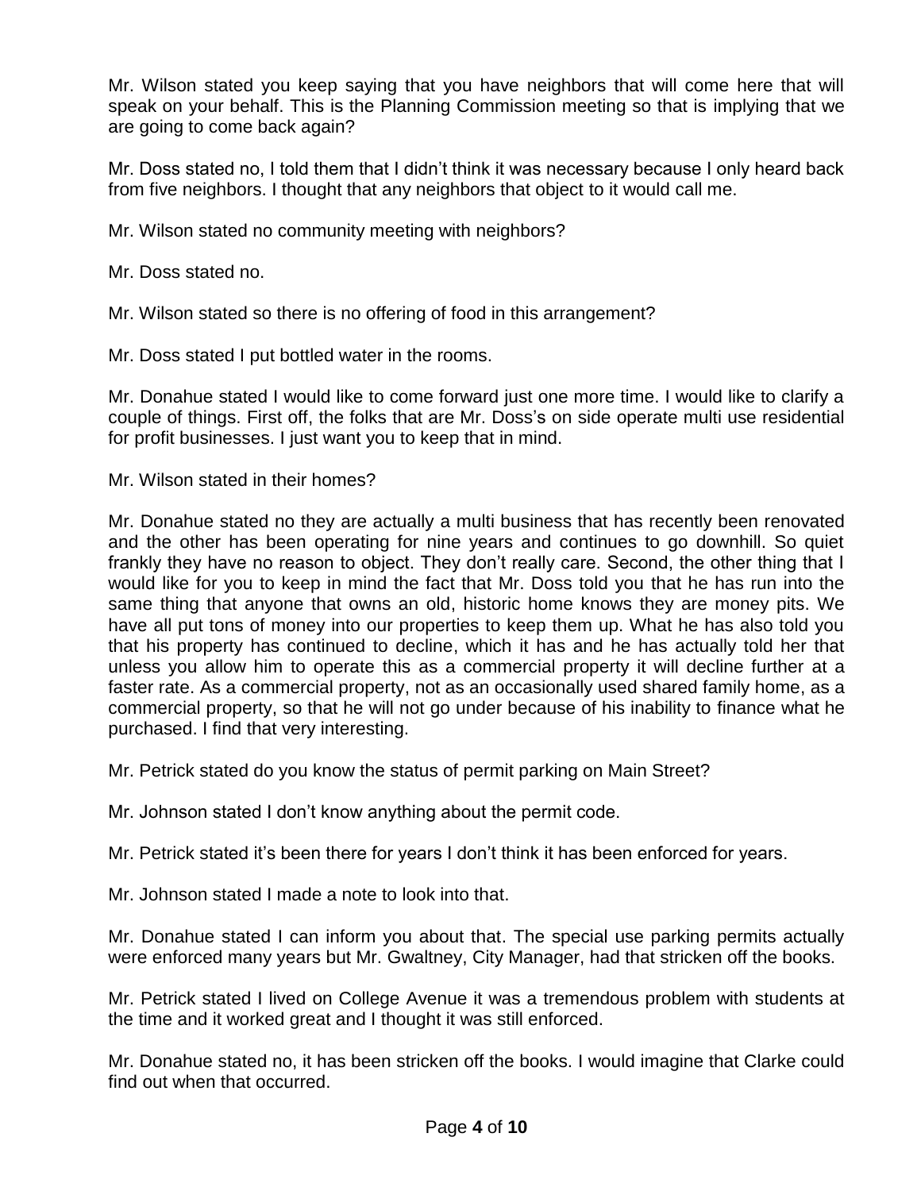Mr. Wilson stated you keep saying that you have neighbors that will come here that will speak on your behalf. This is the Planning Commission meeting so that is implying that we are going to come back again?

Mr. Doss stated no, I told them that I didn't think it was necessary because I only heard back from five neighbors. I thought that any neighbors that object to it would call me.

Mr. Wilson stated no community meeting with neighbors?

Mr. Doss stated no.

Mr. Wilson stated so there is no offering of food in this arrangement?

Mr. Doss stated I put bottled water in the rooms.

Mr. Donahue stated I would like to come forward just one more time. I would like to clarify a couple of things. First off, the folks that are Mr. Doss's on side operate multi use residential for profit businesses. I just want you to keep that in mind.

Mr. Wilson stated in their homes?

Mr. Donahue stated no they are actually a multi business that has recently been renovated and the other has been operating for nine years and continues to go downhill. So quiet frankly they have no reason to object. They don't really care. Second, the other thing that I would like for you to keep in mind the fact that Mr. Doss told you that he has run into the same thing that anyone that owns an old, historic home knows they are money pits. We have all put tons of money into our properties to keep them up. What he has also told you that his property has continued to decline, which it has and he has actually told her that unless you allow him to operate this as a commercial property it will decline further at a faster rate. As a commercial property, not as an occasionally used shared family home, as a commercial property, so that he will not go under because of his inability to finance what he purchased. I find that very interesting.

Mr. Petrick stated do you know the status of permit parking on Main Street?

Mr. Johnson stated I don't know anything about the permit code.

Mr. Petrick stated it's been there for years I don't think it has been enforced for years.

Mr. Johnson stated I made a note to look into that.

Mr. Donahue stated I can inform you about that. The special use parking permits actually were enforced many years but Mr. Gwaltney, City Manager, had that stricken off the books.

Mr. Petrick stated I lived on College Avenue it was a tremendous problem with students at the time and it worked great and I thought it was still enforced.

Mr. Donahue stated no, it has been stricken off the books. I would imagine that Clarke could find out when that occurred.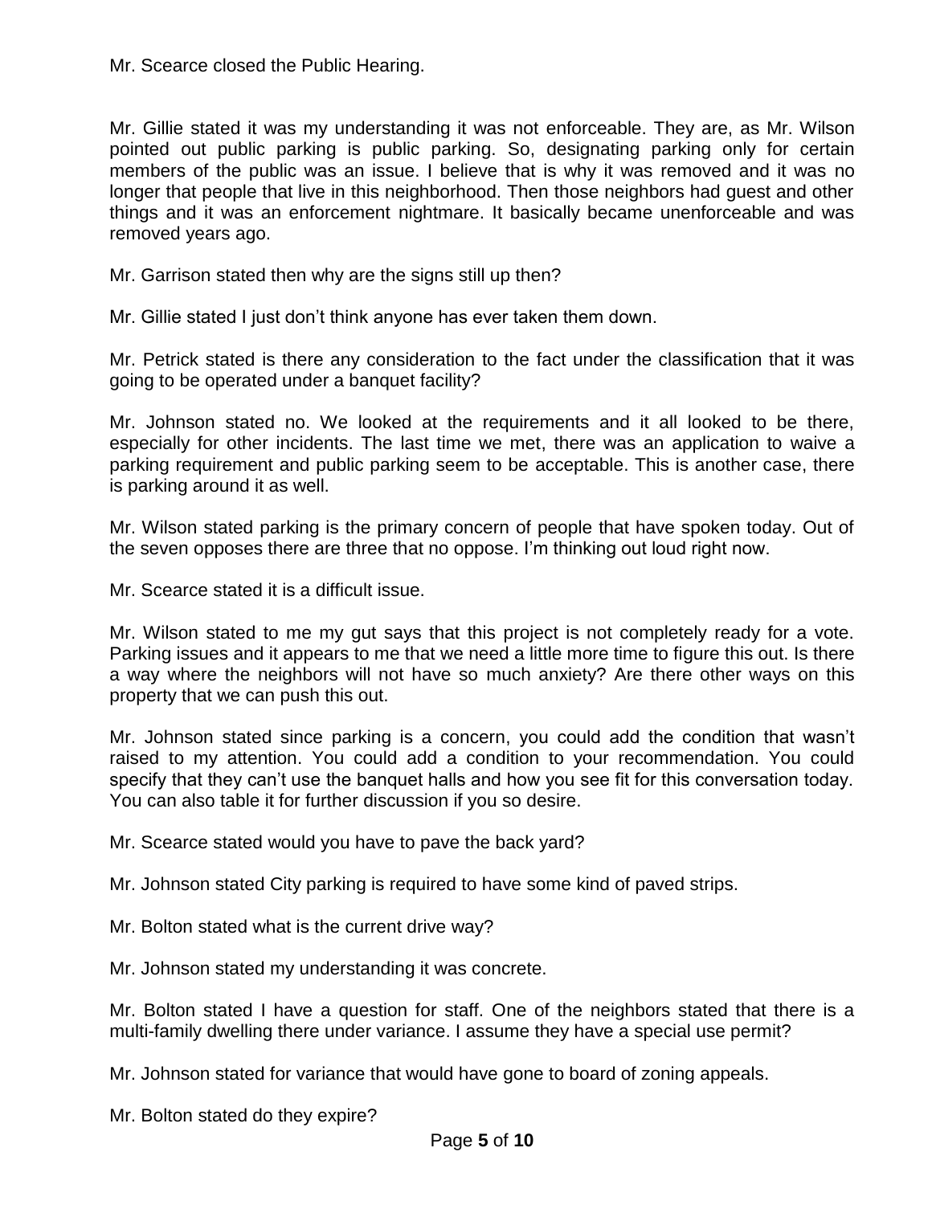Mr. Scearce closed the Public Hearing.

Mr. Gillie stated it was my understanding it was not enforceable. They are, as Mr. Wilson pointed out public parking is public parking. So, designating parking only for certain members of the public was an issue. I believe that is why it was removed and it was no longer that people that live in this neighborhood. Then those neighbors had guest and other things and it was an enforcement nightmare. It basically became unenforceable and was removed years ago.

Mr. Garrison stated then why are the signs still up then?

Mr. Gillie stated I just don't think anyone has ever taken them down.

Mr. Petrick stated is there any consideration to the fact under the classification that it was going to be operated under a banquet facility?

Mr. Johnson stated no. We looked at the requirements and it all looked to be there, especially for other incidents. The last time we met, there was an application to waive a parking requirement and public parking seem to be acceptable. This is another case, there is parking around it as well.

Mr. Wilson stated parking is the primary concern of people that have spoken today. Out of the seven opposes there are three that no oppose. I'm thinking out loud right now.

Mr. Scearce stated it is a difficult issue.

Mr. Wilson stated to me my gut says that this project is not completely ready for a vote. Parking issues and it appears to me that we need a little more time to figure this out. Is there a way where the neighbors will not have so much anxiety? Are there other ways on this property that we can push this out.

Mr. Johnson stated since parking is a concern, you could add the condition that wasn't raised to my attention. You could add a condition to your recommendation. You could specify that they can't use the banquet halls and how you see fit for this conversation today. You can also table it for further discussion if you so desire.

Mr. Scearce stated would you have to pave the back yard?

Mr. Johnson stated City parking is required to have some kind of paved strips.

Mr. Bolton stated what is the current drive way?

Mr. Johnson stated my understanding it was concrete.

Mr. Bolton stated I have a question for staff. One of the neighbors stated that there is a multi-family dwelling there under variance. I assume they have a special use permit?

Mr. Johnson stated for variance that would have gone to board of zoning appeals.

Mr. Bolton stated do they expire?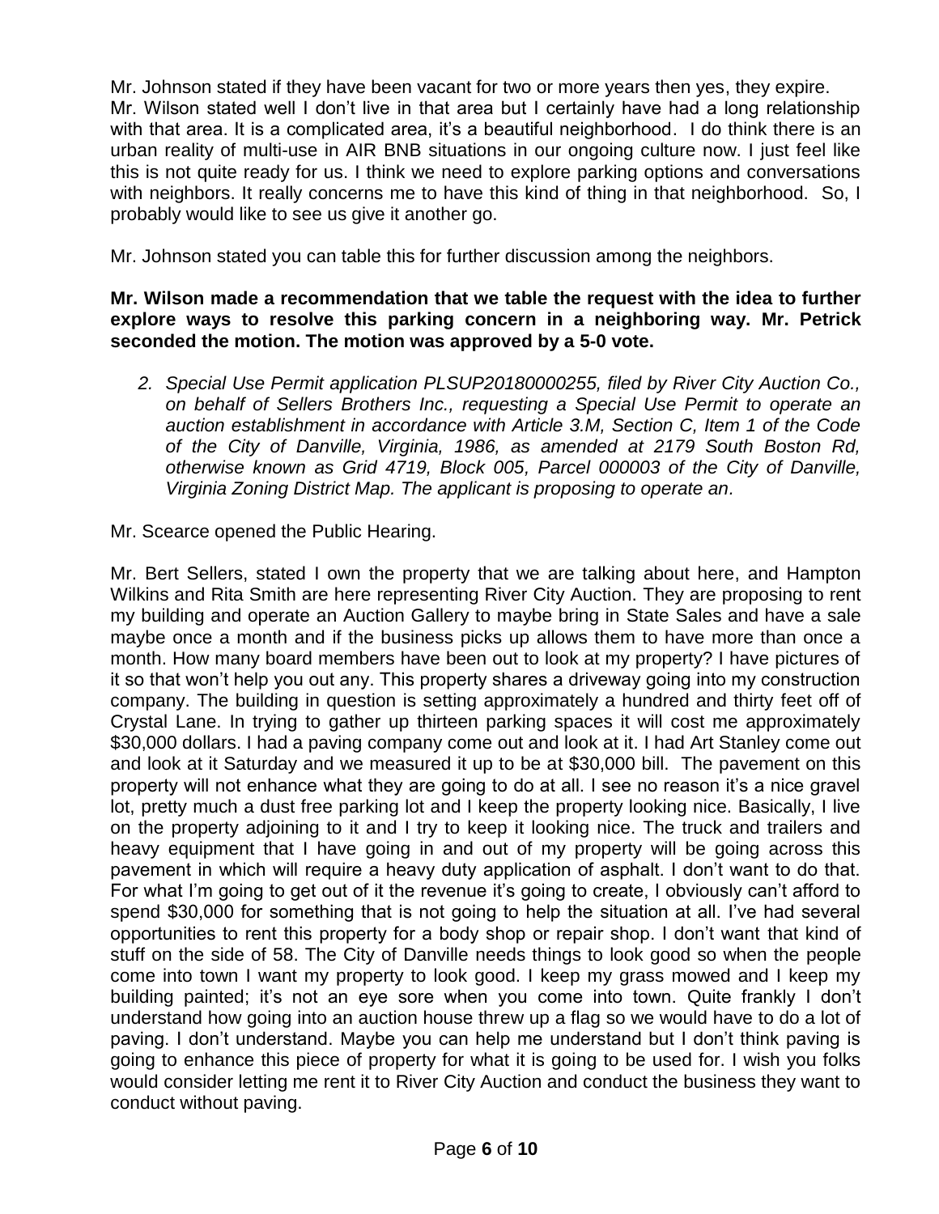Mr. Johnson stated if they have been vacant for two or more years then yes, they expire.
Mr. Wilson stated well I don't live in that area but I certainly have had a long relationship with that area. It is a complicated area, it's a beautiful neighborhood. I do think there is an urban reality of multi-use in AIR BNB situations in our ongoing culture now. I just feel like this is not quite ready for us. I think we need to explore parking options and conversations with neighbors. It really concerns me to have this kind of thing in that neighborhood. So, I probably would like to see us give it another go.

Mr. Johnson stated you can table this for further discussion among the neighbors.

**Mr. Wilson made a recommendation that we table the request with the idea to further explore ways to resolve this parking concern in a neighboring way. Mr. Petrick seconded the motion. The motion was approved by a 5-0 vote.**

2. *Special Use Permit application PLSUP20180000255, filed by River City Auction Co., on behalf of Sellers Brothers Inc., requesting a Special Use Permit to operate an auction establishment in accordance with Article 3.M, Section C, Item 1 of the Code of the City of Danville, Virginia, 1986, as amended at 2179 South Boston Rd, otherwise known as Grid 4719, Block 005, Parcel 000003 of the City of Danville, Virginia Zoning District Map. The applicant is proposing to operate an.*

Mr. Scearce opened the Public Hearing.

Mr. Bert Sellers, stated I own the property that we are talking about here, and Hampton Wilkins and Rita Smith are here representing River City Auction. They are proposing to rent my building and operate an Auction Gallery to maybe bring in State Sales and have a sale maybe once a month and if the business picks up allows them to have more than once a month. How many board members have been out to look at my property? I have pictures of it so that won't help you out any. This property shares a driveway going into my construction company. The building in question is setting approximately a hundred and thirty feet off of Crystal Lane. In trying to gather up thirteen parking spaces it will cost me approximately $30,000 dollars. I had a paving company come out and look at it. I had Art Stanley come out and look at it Saturday and we measured it up to be at $30,000 bill. The pavement on this property will not enhance what they are going to do at all. I see no reason it's a nice gravel lot, pretty much a dust free parking lot and I keep the property looking nice. Basically, I live on the property adjoining to it and I try to keep it looking nice. The truck and trailers and heavy equipment that I have going in and out of my property will be going across this pavement in which will require a heavy duty application of asphalt. I don't want to do that. For what I'm going to get out of it the revenue it's going to create, I obviously can't afford to spend $30,000 for something that is not going to help the situation at all. I've had several opportunities to rent this property for a body shop or repair shop. I don't want that kind of stuff on the side of 58. The City of Danville needs things to look good so when the people come into town I want my property to look good. I keep my grass mowed and I keep my building painted; it's not an eye sore when you come into town. Quite frankly I don't understand how going into an auction house threw up a flag so we would have to do a lot of paving. I don't understand. Maybe you can help me understand but I don't think paving is going to enhance this piece of property for what it is going to be used for. I wish you folks would consider letting me rent it to River City Auction and conduct the business they want to conduct without paving.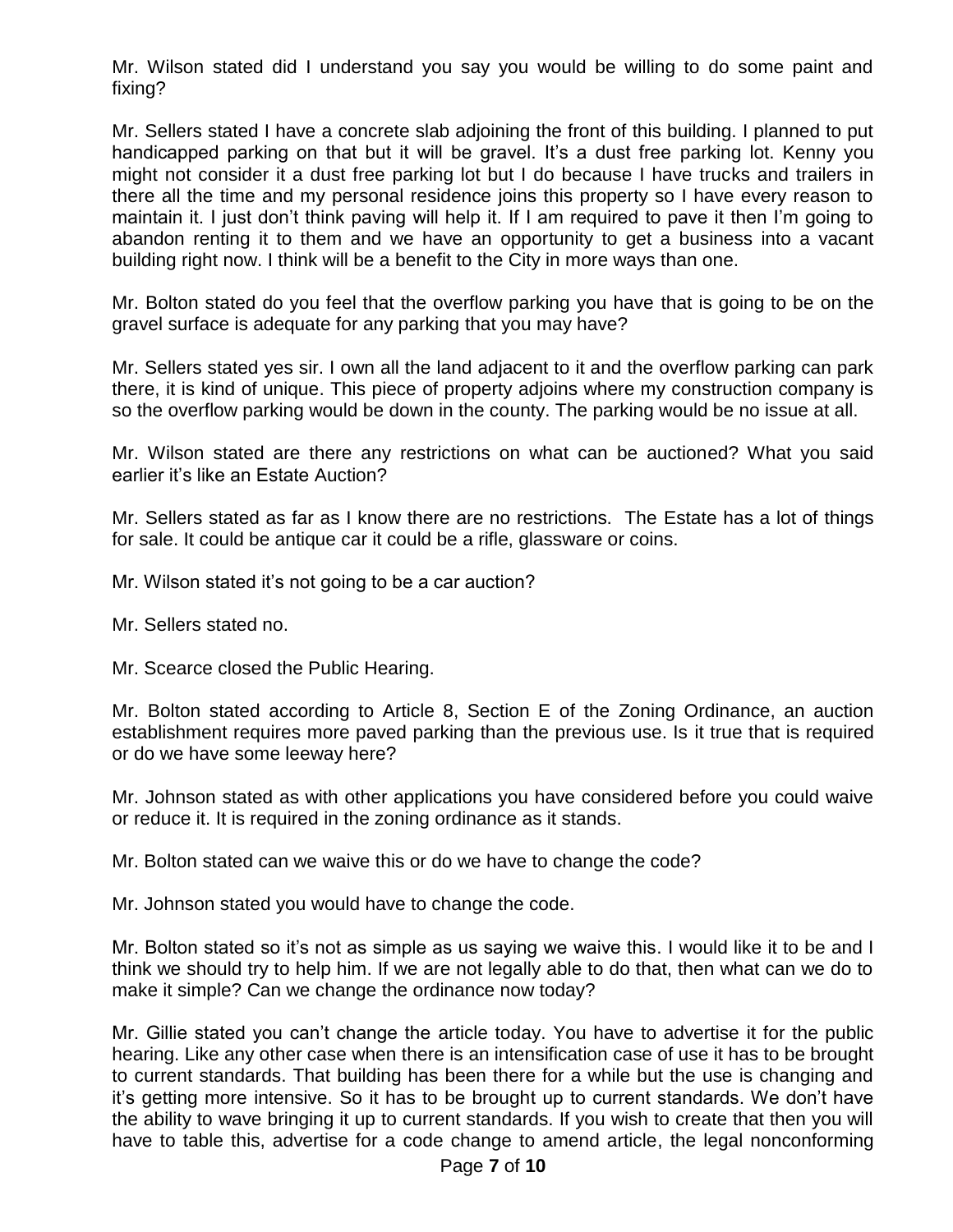Mr. Wilson stated did I understand you say you would be willing to do some paint and fixing?

Mr. Sellers stated I have a concrete slab adjoining the front of this building. I planned to put handicapped parking on that but it will be gravel. It's a dust free parking lot. Kenny you might not consider it a dust free parking lot but I do because I have trucks and trailers in there all the time and my personal residence joins this property so I have every reason to maintain it. I just don't think paving will help it. If I am required to pave it then I'm going to abandon renting it to them and we have an opportunity to get a business into a vacant building right now. I think will be a benefit to the City in more ways than one.

Mr. Bolton stated do you feel that the overflow parking you have that is going to be on the gravel surface is adequate for any parking that you may have?

Mr. Sellers stated yes sir. I own all the land adjacent to it and the overflow parking can park there, it is kind of unique. This piece of property adjoins where my construction company is so the overflow parking would be down in the county. The parking would be no issue at all.

Mr. Wilson stated are there any restrictions on what can be auctioned? What you said earlier it's like an Estate Auction?

Mr. Sellers stated as far as I know there are no restrictions. The Estate has a lot of things for sale. It could be antique car it could be a rifle, glassware or coins.

Mr. Wilson stated it's not going to be a car auction?

Mr. Sellers stated no.

Mr. Scearce closed the Public Hearing.

Mr. Bolton stated according to Article 8, Section E of the Zoning Ordinance, an auction establishment requires more paved parking than the previous use. Is it true that is required or do we have some leeway here?

Mr. Johnson stated as with other applications you have considered before you could waive or reduce it. It is required in the zoning ordinance as it stands.

Mr. Bolton stated can we waive this or do we have to change the code?

Mr. Johnson stated you would have to change the code.

Mr. Bolton stated so it's not as simple as us saying we waive this. I would like it to be and I think we should try to help him. If we are not legally able to do that, then what can we do to make it simple? Can we change the ordinance now today?

Mr. Gillie stated you can't change the article today. You have to advertise it for the public hearing. Like any other case when there is an intensification case of use it has to be brought to current standards. That building has been there for a while but the use is changing and it's getting more intensive. So it has to be brought up to current standards. We don't have the ability to wave bringing it up to current standards. If you wish to create that then you will have to table this, advertise for a code change to amend article, the legal nonconforming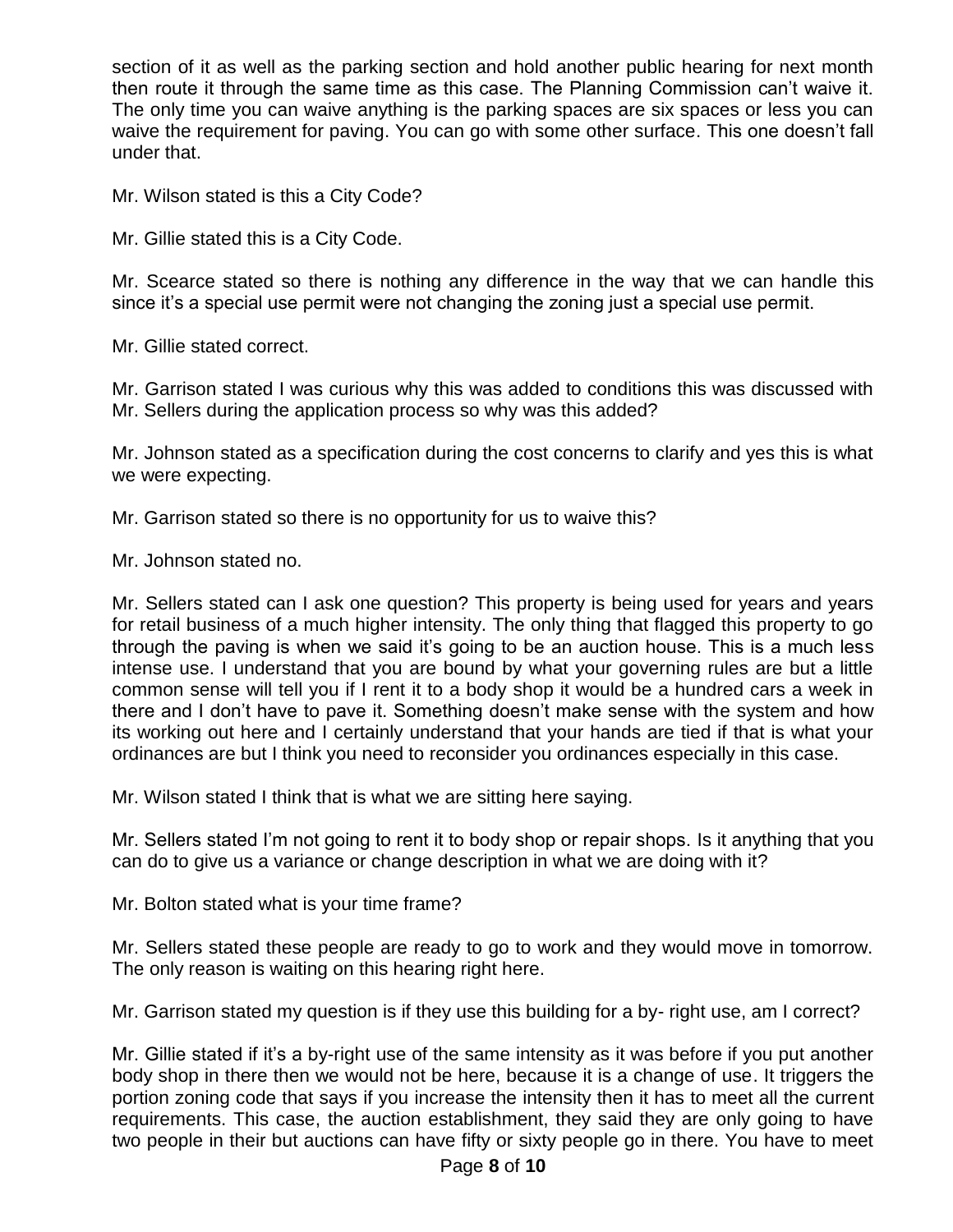section of it as well as the parking section and hold another public hearing for next month then route it through the same time as this case. The Planning Commission can't waive it. The only time you can waive anything is the parking spaces are six spaces or less you can waive the requirement for paving. You can go with some other surface. This one doesn't fall under that.

Mr. Wilson stated is this a City Code?

Mr. Gillie stated this is a City Code.

Mr. Scearce stated so there is nothing any difference in the way that we can handle this since it's a special use permit were not changing the zoning just a special use permit.

Mr. Gillie stated correct.

Mr. Garrison stated I was curious why this was added to conditions this was discussed with Mr. Sellers during the application process so why was this added?

Mr. Johnson stated as a specification during the cost concerns to clarify and yes this is what we were expecting.

Mr. Garrison stated so there is no opportunity for us to waive this?

Mr. Johnson stated no.

Mr. Sellers stated can I ask one question? This property is being used for years and years for retail business of a much higher intensity. The only thing that flagged this property to go through the paving is when we said it's going to be an auction house. This is a much less intense use. I understand that you are bound by what your governing rules are but a little common sense will tell you if I rent it to a body shop it would be a hundred cars a week in there and I don't have to pave it. Something doesn't make sense with the system and how its working out here and I certainly understand that your hands are tied if that is what your ordinances are but I think you need to reconsider you ordinances especially in this case.

Mr. Wilson stated I think that is what we are sitting here saying.

Mr. Sellers stated I'm not going to rent it to body shop or repair shops. Is it anything that you can do to give us a variance or change description in what we are doing with it?

Mr. Bolton stated what is your time frame?

Mr. Sellers stated these people are ready to go to work and they would move in tomorrow. The only reason is waiting on this hearing right here.

Mr. Garrison stated my question is if they use this building for a by- right use, am I correct?

Mr. Gillie stated if it's a by-right use of the same intensity as it was before if you put another body shop in there then we would not be here, because it is a change of use. It triggers the portion zoning code that says if you increase the intensity then it has to meet all the current requirements. This case, the auction establishment, they said they are only going to have two people in their but auctions can have fifty or sixty people go in there. You have to meet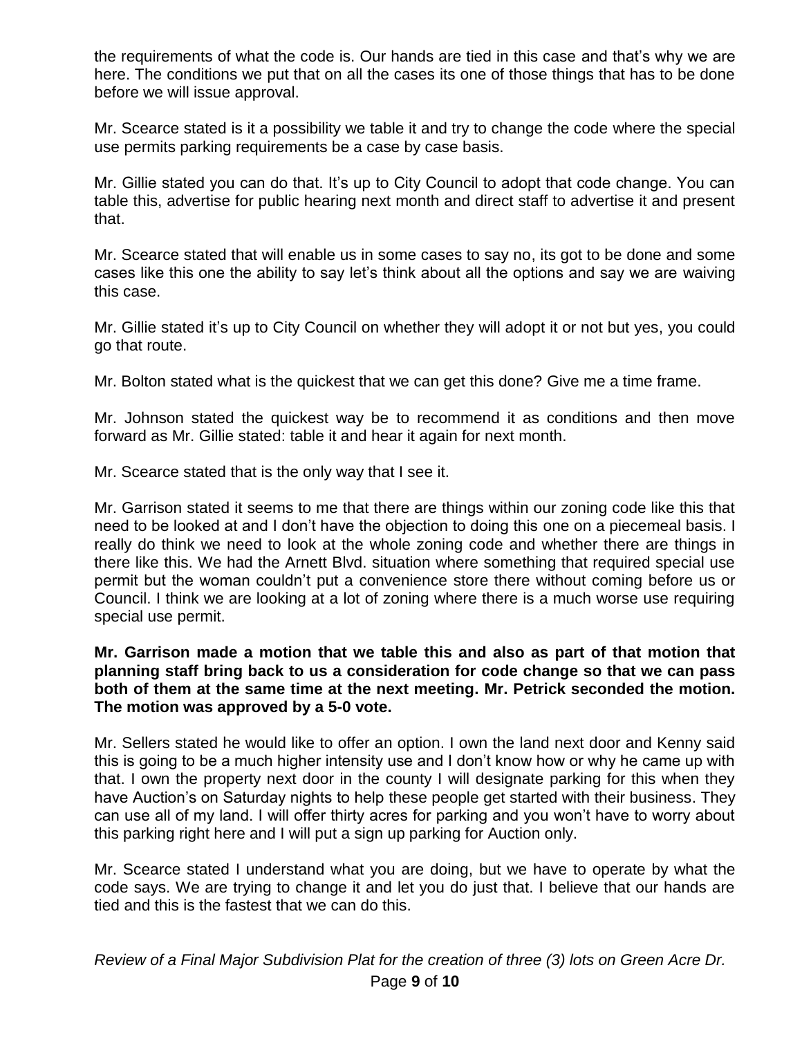the requirements of what the code is. Our hands are tied in this case and that's why we are here. The conditions we put that on all the cases its one of those things that has to be done before we will issue approval.

Mr. Scearce stated is it a possibility we table it and try to change the code where the special use permits parking requirements be a case by case basis.

Mr. Gillie stated you can do that. It's up to City Council to adopt that code change. You can table this, advertise for public hearing next month and direct staff to advertise it and present that.

Mr. Scearce stated that will enable us in some cases to say no, its got to be done and some cases like this one the ability to say let's think about all the options and say we are waiving this case.

Mr. Gillie stated it's up to City Council on whether they will adopt it or not but yes, you could go that route.

Mr. Bolton stated what is the quickest that we can get this done? Give me a time frame.

Mr. Johnson stated the quickest way be to recommend it as conditions and then move forward as Mr. Gillie stated: table it and hear it again for next month.

Mr. Scearce stated that is the only way that I see it.

Mr. Garrison stated it seems to me that there are things within our zoning code like this that need to be looked at and I don't have the objection to doing this one on a piecemeal basis. I really do think we need to look at the whole zoning code and whether there are things in there like this. We had the Arnett Blvd. situation where something that required special use permit but the woman couldn't put a convenience store there without coming before us or Council. I think we are looking at a lot of zoning where there is a much worse use requiring special use permit.

**Mr. Garrison made a motion that we table this and also as part of that motion that planning staff bring back to us a consideration for code change so that we can pass both of them at the same time at the next meeting. Mr. Petrick seconded the motion. The motion was approved by a 5-0 vote.**

Mr. Sellers stated he would like to offer an option. I own the land next door and Kenny said this is going to be a much higher intensity use and I don't know how or why he came up with that. I own the property next door in the county I will designate parking for this when they have Auction's on Saturday nights to help these people get started with their business. They can use all of my land. I will offer thirty acres for parking and you won't have to worry about this parking right here and I will put a sign up parking for Auction only.

Mr. Scearce stated I understand what you are doing, but we have to operate by what the code says. We are trying to change it and let you do just that. I believe that our hands are tied and this is the fastest that we can do this.

*Review of a Final Major Subdivision Plat for the creation of three (3) lots on Green Acre Dr.*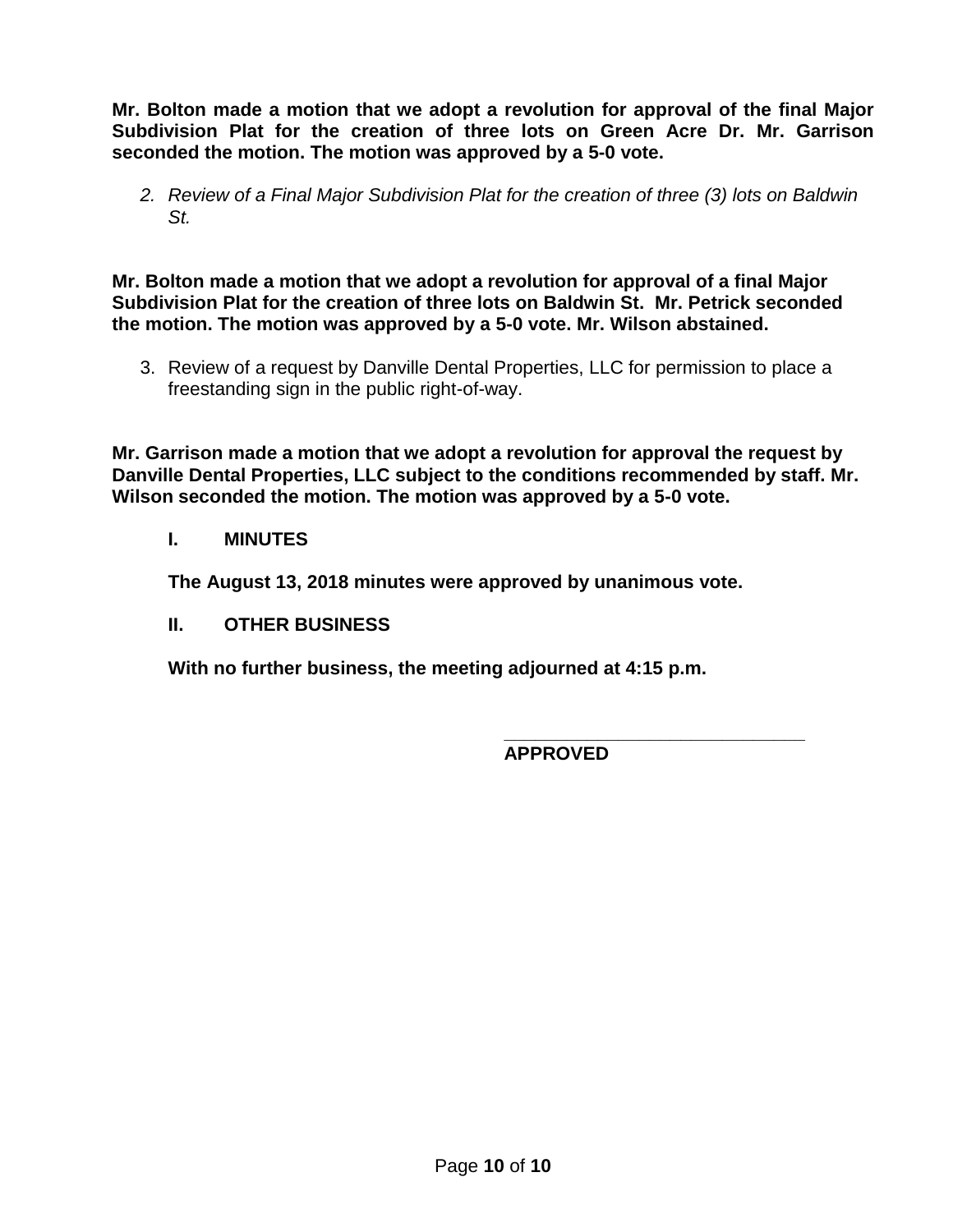**Mr. Bolton made a motion that we adopt a revolution for approval of the final Major Subdivision Plat for the creation of three lots on Green Acre Dr. Mr. Garrison seconded the motion. The motion was approved by a 5-0 vote.**

2. *Review of a Final Major Subdivision Plat for the creation of three (3) lots on Baldwin St.*

**Mr. Bolton made a motion that we adopt a revolution for approval of a final Major Subdivision Plat for the creation of three lots on Baldwin St. Mr. Petrick seconded the motion. The motion was approved by a 5-0 vote. Mr. Wilson abstained.**

3. Review of a request by Danville Dental Properties, LLC for permission to place a freestanding sign in the public right-of-way.

**Mr. Garrison made a motion that we adopt a revolution for approval the request by Danville Dental Properties, LLC subject to the conditions recommended by staff. Mr. Wilson seconded the motion. The motion was approved by a 5-0 vote.**

## I. MINUTES

**The August 13, 2018 minutes were approved by unanimous vote.**

## II. OTHER BUSINESS

**With no further business, the meeting adjourned at 4:15 p.m.**

\_\_\_\_\_\_\_\_\_\_\_\_\_\_\_\_\_\_\_\_\_\_\_\_\_\_\_\_\_\_

**APPROVED**